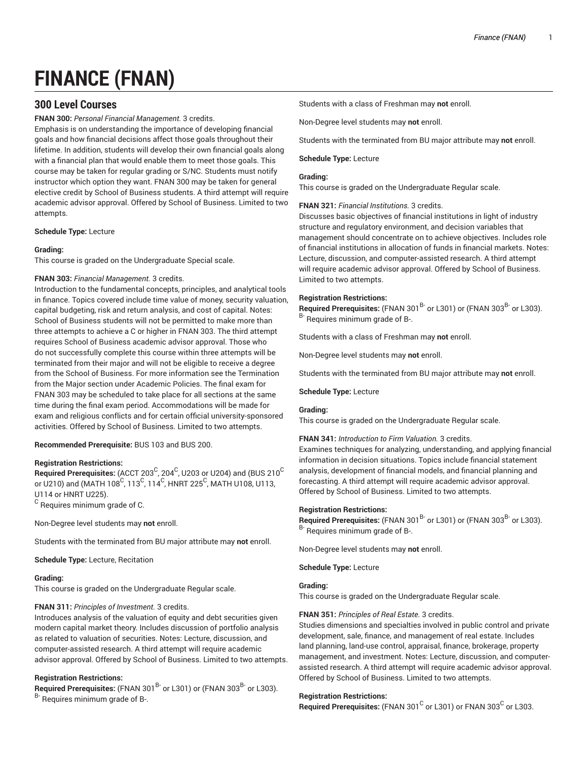# FINANCE (FNAN)

## 300 Level Courses

**FNAN 300:** *Personal Financial Management.* 3 credits.
Emphasis is on understanding the importance of developing financial goals and how financial decisions affect those goals throughout their lifetime. In addition, students will develop their own financial goals along with a financial plan that would enable them to meet those goals. This course may be taken for regular grading or S/NC. Students must notify instructor which option they want. FNAN 300 may be taken for general elective credit by School of Business students. A third attempt will require academic advisor approval. Offered by School of Business. Limited to two attempts.

**Schedule Type:** Lecture

**Grading:**
This course is graded on the Undergraduate Special scale.

**FNAN 303:** *Financial Management.* 3 credits.
Introduction to the fundamental concepts, principles, and analytical tools in finance. Topics covered include time value of money, security valuation, capital budgeting, risk and return analysis, and cost of capital. Notes: School of Business students will not be permitted to make more than three attempts to achieve a C or higher in FNAN 303. The third attempt requires School of Business academic advisor approval. Those who do not successfully complete this course within three attempts will be terminated from their major and will not be eligible to receive a degree from the School of Business. For more information see the Termination from the Major section under Academic Policies. The final exam for FNAN 303 may be scheduled to take place for all sections at the same time during the final exam period. Accommodations will be made for exam and religious conflicts and for certain official university-sponsored activities. Offered by School of Business. Limited to two attempts.

**Recommended Prerequisite:** BUS 103 and BUS 200.

**Registration Restrictions:**
**Required Prerequisites:** (ACCT 203[C], 204[C], U203 or U204) and (BUS 210[C] or U210) and (MATH 108[C], 113[C], 114[C], HNRT 225[C], MATH U108, U113, U114 or HNRT U225).
[C] Requires minimum grade of C.

Non-Degree level students may **not** enroll.

Students with the terminated from BU major attribute may **not** enroll.

**Schedule Type:** Lecture, Recitation

**Grading:**
This course is graded on the Undergraduate Regular scale.

**FNAN 311:** *Principles of Investment.* 3 credits.
Introduces analysis of the valuation of equity and debt securities given modern capital market theory. Includes discussion of portfolio analysis as related to valuation of securities. Notes: Lecture, discussion, and computer-assisted research. A third attempt will require academic advisor approval. Offered by School of Business. Limited to two attempts.

**Registration Restrictions:**
**Required Prerequisites:** (FNAN 301[B-] or L301) or (FNAN 303[B-] or L303).
[B-] Requires minimum grade of B-.

Students with a class of Freshman may **not** enroll.

Non-Degree level students may **not** enroll.

Students with the terminated from BU major attribute may **not** enroll.

**Schedule Type:** Lecture

**Grading:**
This course is graded on the Undergraduate Regular scale.

**FNAN 321:** *Financial Institutions.* 3 credits.
Discusses basic objectives of financial institutions in light of industry structure and regulatory environment, and decision variables that management should concentrate on to achieve objectives. Includes role of financial institutions in allocation of funds in financial markets. Notes: Lecture, discussion, and computer-assisted research. A third attempt will require academic advisor approval. Offered by School of Business. Limited to two attempts.

**Registration Restrictions:**
**Required Prerequisites:** (FNAN 301[B-] or L301) or (FNAN 303[B-] or L303).
[B-] Requires minimum grade of B-.

Students with a class of Freshman may **not** enroll.

Non-Degree level students may **not** enroll.

Students with the terminated from BU major attribute may **not** enroll.

**Schedule Type:** Lecture

**Grading:**
This course is graded on the Undergraduate Regular scale.

**FNAN 341:** *Introduction to Firm Valuation.* 3 credits.
Examines techniques for analyzing, understanding, and applying financial information in decision situations. Topics include financial statement analysis, development of financial models, and financial planning and forecasting. A third attempt will require academic advisor approval. Offered by School of Business. Limited to two attempts.

**Registration Restrictions:**
**Required Prerequisites:** (FNAN 301[B-] or L301) or (FNAN 303[B-] or L303).
[B-] Requires minimum grade of B-.

Non-Degree level students may **not** enroll.

**Schedule Type:** Lecture

**Grading:**
This course is graded on the Undergraduate Regular scale.

**FNAN 351:** *Principles of Real Estate.* 3 credits.
Studies dimensions and specialties involved in public control and private development, sale, finance, and management of real estate. Includes land planning, land-use control, appraisal, finance, brokerage, property management, and investment. Notes: Lecture, discussion, and computer-assisted research. A third attempt will require academic advisor approval. Offered by School of Business. Limited to two attempts.

**Registration Restrictions:**
**Required Prerequisites:** (FNAN 301[C] or L301) or FNAN 303[C] or L303.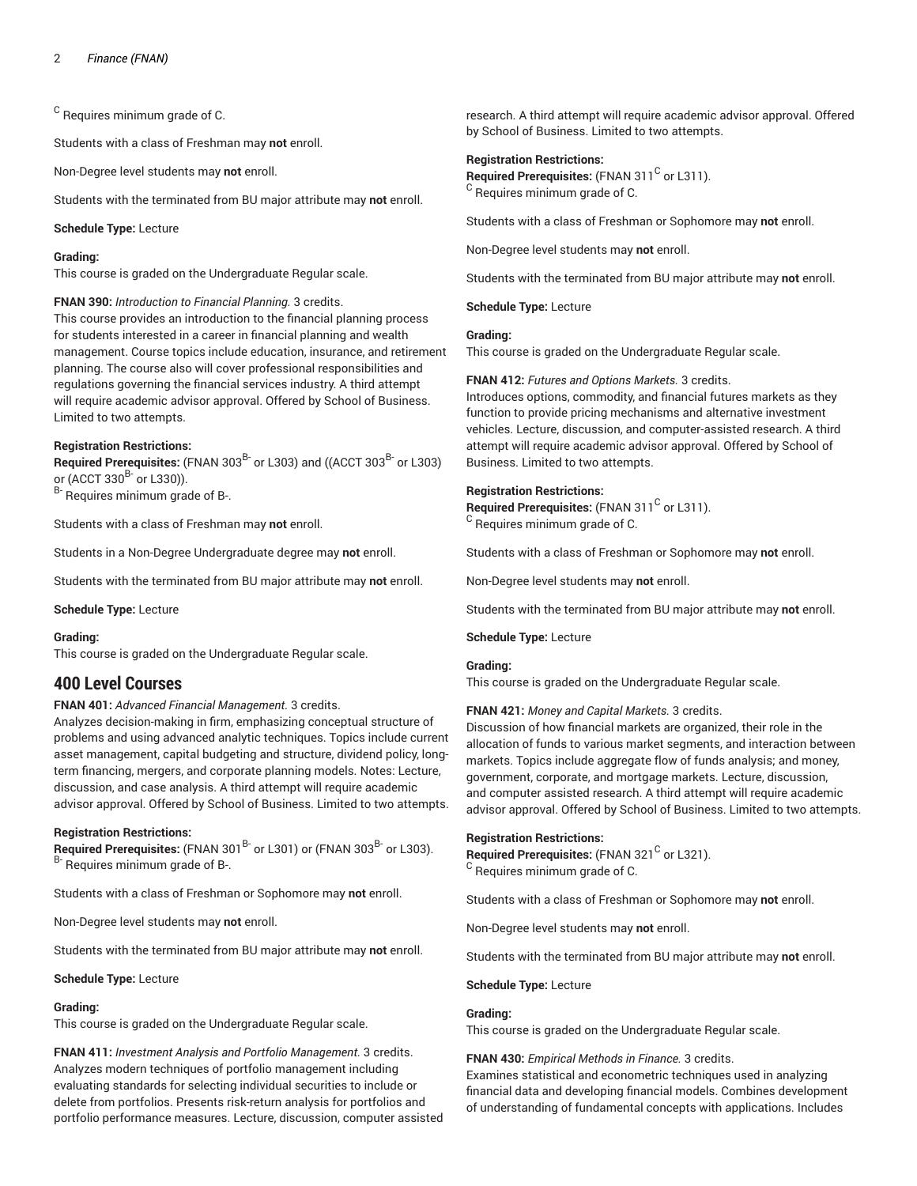[C] Requires minimum grade of C.

Students with a class of Freshman may **not** enroll.

Non-Degree level students may **not** enroll.

Students with the terminated from BU major attribute may **not** enroll.

**Schedule Type:** Lecture

**Grading:**
This course is graded on the Undergraduate Regular scale.

**FNAN 390:** *Introduction to Financial Planning.* 3 credits.
This course provides an introduction to the financial planning process for students interested in a career in financial planning and wealth management. Course topics include education, insurance, and retirement planning. The course also will cover professional responsibilities and regulations governing the financial services industry. A third attempt will require academic advisor approval. Offered by School of Business. Limited to two attempts.

**Registration Restrictions:**
**Required Prerequisites:** (FNAN 303[B-] or L303) and ((ACCT 303[B-] or L303) or (ACCT 330[B-] or L330)).
[B-] Requires minimum grade of B-.

Students with a class of Freshman may **not** enroll.

Students in a Non-Degree Undergraduate degree may **not** enroll.

Students with the terminated from BU major attribute may **not** enroll.

**Schedule Type:** Lecture

**Grading:**
This course is graded on the Undergraduate Regular scale.

## 400 Level Courses

**FNAN 401:** *Advanced Financial Management.* 3 credits.
Analyzes decision-making in firm, emphasizing conceptual structure of problems and using advanced analytic techniques. Topics include current asset management, capital budgeting and structure, dividend policy, long-term financing, mergers, and corporate planning models. Notes: Lecture, discussion, and case analysis. A third attempt will require academic advisor approval. Offered by School of Business. Limited to two attempts.

**Registration Restrictions:**
**Required Prerequisites:** (FNAN 301[B-] or L301) or (FNAN 303[B-] or L303).
[B-] Requires minimum grade of B-.

Students with a class of Freshman or Sophomore may **not** enroll.

Non-Degree level students may **not** enroll.

Students with the terminated from BU major attribute may **not** enroll.

**Schedule Type:** Lecture

**Grading:**
This course is graded on the Undergraduate Regular scale.

**FNAN 411:** *Investment Analysis and Portfolio Management.* 3 credits.
Analyzes modern techniques of portfolio management including evaluating standards for selecting individual securities to include or delete from portfolios. Presents risk-return analysis for portfolios and portfolio performance measures. Lecture, discussion, computer assisted research. A third attempt will require academic advisor approval. Offered by School of Business. Limited to two attempts.

**Registration Restrictions:**
**Required Prerequisites:** (FNAN 311[C] or L311).
[C] Requires minimum grade of C.

Students with a class of Freshman or Sophomore may **not** enroll.

Non-Degree level students may **not** enroll.

Students with the terminated from BU major attribute may **not** enroll.

**Schedule Type:** Lecture

**Grading:**
This course is graded on the Undergraduate Regular scale.

**FNAN 412:** *Futures and Options Markets.* 3 credits.
Introduces options, commodity, and financial futures markets as they function to provide pricing mechanisms and alternative investment vehicles. Lecture, discussion, and computer-assisted research. A third attempt will require academic advisor approval. Offered by School of Business. Limited to two attempts.

**Registration Restrictions:**
**Required Prerequisites:** (FNAN 311[C] or L311).
[C] Requires minimum grade of C.

Students with a class of Freshman or Sophomore may **not** enroll.

Non-Degree level students may **not** enroll.

Students with the terminated from BU major attribute may **not** enroll.

**Schedule Type:** Lecture

**Grading:**
This course is graded on the Undergraduate Regular scale.

**FNAN 421:** *Money and Capital Markets.* 3 credits.
Discussion of how financial markets are organized, their role in the allocation of funds to various market segments, and interaction between markets. Topics include aggregate flow of funds analysis; and money, government, corporate, and mortgage markets. Lecture, discussion, and computer assisted research. A third attempt will require academic advisor approval. Offered by School of Business. Limited to two attempts.

**Registration Restrictions:**
**Required Prerequisites:** (FNAN 321[C] or L321).
[C] Requires minimum grade of C.

Students with a class of Freshman or Sophomore may **not** enroll.

Non-Degree level students may **not** enroll.

Students with the terminated from BU major attribute may **not** enroll.

**Schedule Type:** Lecture

**Grading:**
This course is graded on the Undergraduate Regular scale.

**FNAN 430:** *Empirical Methods in Finance.* 3 credits.
Examines statistical and econometric techniques used in analyzing financial data and developing financial models. Combines development of understanding of fundamental concepts with applications. Includes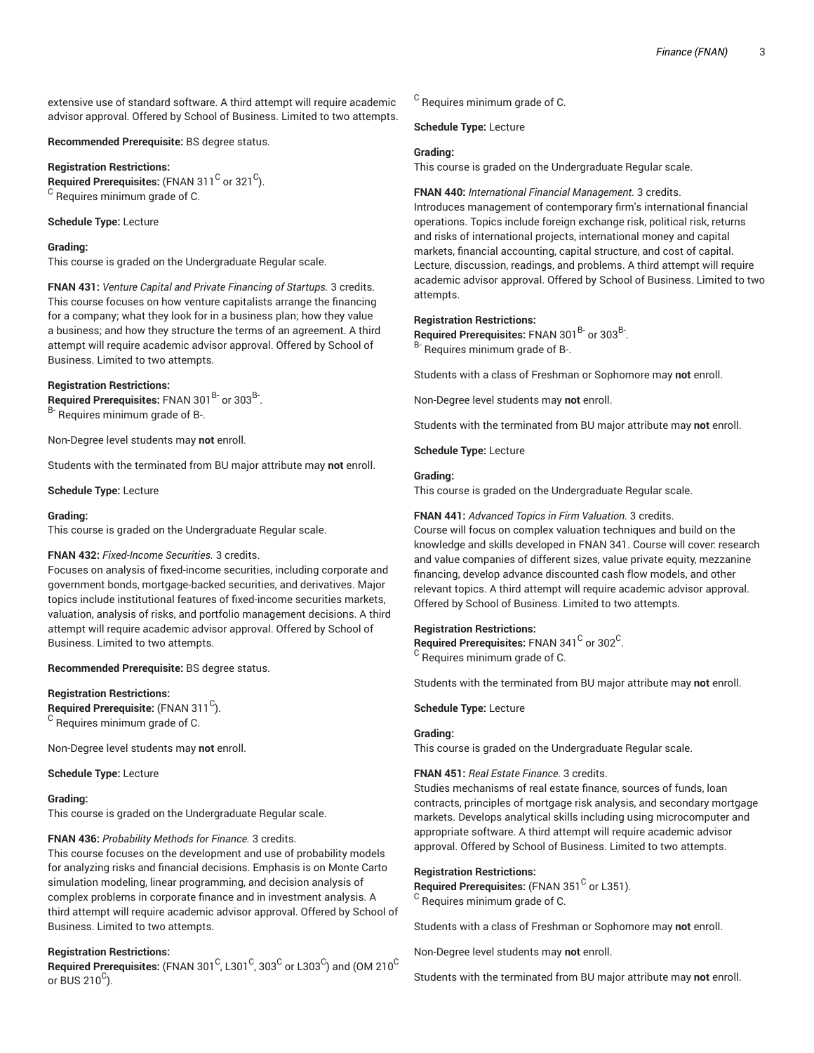extensive use of standard software. A third attempt will require academic advisor approval. Offered by School of Business. Limited to two attempts.

**Recommended Prerequisite:** BS degree status.

**Registration Restrictions:**
**Required Prerequisites:** (FNAN 311[C] or 321[C]).
[C] Requires minimum grade of C.

**Schedule Type:** Lecture

**Grading:**
This course is graded on the Undergraduate Regular scale.

**FNAN 431:** *Venture Capital and Private Financing of Startups.* 3 credits.
This course focuses on how venture capitalists arrange the financing for a company; what they look for in a business plan; how they value a business; and how they structure the terms of an agreement. A third attempt will require academic advisor approval. Offered by School of Business. Limited to two attempts.

**Registration Restrictions:**
**Required Prerequisites:** FNAN 301[B-] or 303[B-].
[B-] Requires minimum grade of B-.

Non-Degree level students may **not** enroll.

Students with the terminated from BU major attribute may **not** enroll.

**Schedule Type:** Lecture

**Grading:**
This course is graded on the Undergraduate Regular scale.

**FNAN 432:** *Fixed-Income Securities.* 3 credits.
Focuses on analysis of fixed-income securities, including corporate and government bonds, mortgage-backed securities, and derivatives. Major topics include institutional features of fixed-income securities markets, valuation, analysis of risks, and portfolio management decisions. A third attempt will require academic advisor approval. Offered by School of Business. Limited to two attempts.

**Recommended Prerequisite:** BS degree status.

**Registration Restrictions:**
**Required Prerequisite:** (FNAN 311[C]).
[C] Requires minimum grade of C.

Non-Degree level students may **not** enroll.

**Schedule Type:** Lecture

**Grading:**
This course is graded on the Undergraduate Regular scale.

**FNAN 436:** *Probability Methods for Finance.* 3 credits.
This course focuses on the development and use of probability models for analyzing risks and financial decisions. Emphasis is on Monte Carto simulation modeling, linear programming, and decision analysis of complex problems in corporate finance and in investment analysis. A third attempt will require academic advisor approval. Offered by School of Business. Limited to two attempts.

**Registration Restrictions:**
**Required Prerequisites:** (FNAN 301[C], L301[C], 303[C] or L303[C]) and (OM 210[C] or BUS 210[C]).
[C] Requires minimum grade of C.

**Schedule Type:** Lecture

**Grading:**
This course is graded on the Undergraduate Regular scale.

**FNAN 440:** *International Financial Management.* 3 credits.
Introduces management of contemporary firm's international financial operations. Topics include foreign exchange risk, political risk, returns and risks of international projects, international money and capital markets, financial accounting, capital structure, and cost of capital. Lecture, discussion, readings, and problems. A third attempt will require academic advisor approval. Offered by School of Business. Limited to two attempts.

**Registration Restrictions:**
**Required Prerequisites:** FNAN 301[B-] or 303[B-].
[B-] Requires minimum grade of B-.

Students with a class of Freshman or Sophomore may **not** enroll.

Non-Degree level students may **not** enroll.

Students with the terminated from BU major attribute may **not** enroll.

**Schedule Type:** Lecture

**Grading:**
This course is graded on the Undergraduate Regular scale.

**FNAN 441:** *Advanced Topics in Firm Valuation.* 3 credits.
Course will focus on complex valuation techniques and build on the knowledge and skills developed in FNAN 341. Course will cover: research and value companies of different sizes, value private equity, mezzanine financing, develop advance discounted cash flow models, and other relevant topics. A third attempt will require academic advisor approval. Offered by School of Business. Limited to two attempts.

**Registration Restrictions:**
**Required Prerequisites:** FNAN 341[C] or 302[C].
[C] Requires minimum grade of C.

Students with the terminated from BU major attribute may **not** enroll.

**Schedule Type:** Lecture

**Grading:**
This course is graded on the Undergraduate Regular scale.

**FNAN 451:** *Real Estate Finance.* 3 credits.
Studies mechanisms of real estate finance, sources of funds, loan contracts, principles of mortgage risk analysis, and secondary mortgage markets. Develops analytical skills including using microcomputer and appropriate software. A third attempt will require academic advisor approval. Offered by School of Business. Limited to two attempts.

**Registration Restrictions:**
**Required Prerequisites:** (FNAN 351[C] or L351).
[C] Requires minimum grade of C.

Students with a class of Freshman or Sophomore may **not** enroll.

Non-Degree level students may **not** enroll.

Students with the terminated from BU major attribute may **not** enroll.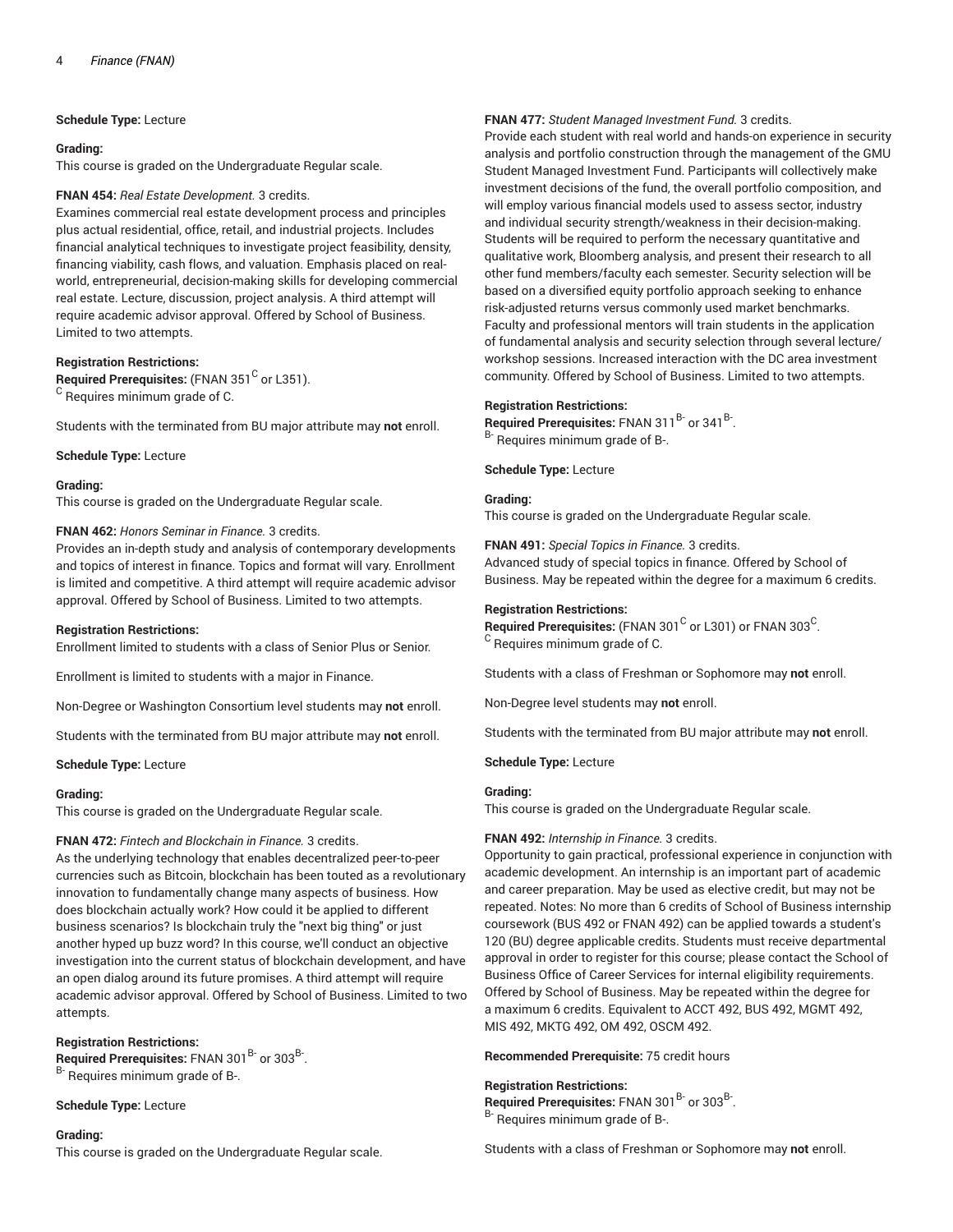**Schedule Type:** Lecture

**Grading:**
This course is graded on the Undergraduate Regular scale.

**FNAN 454:** *Real Estate Development.* 3 credits.
Examines commercial real estate development process and principles plus actual residential, office, retail, and industrial projects. Includes financial analytical techniques to investigate project feasibility, density, financing viability, cash flows, and valuation. Emphasis placed on real-world, entrepreneurial, decision-making skills for developing commercial real estate. Lecture, discussion, project analysis. A third attempt will require academic advisor approval. Offered by School of Business. Limited to two attempts.

**Registration Restrictions:**
**Required Prerequisites:** (FNAN 351[C] or L351).
[C] Requires minimum grade of C.

Students with the terminated from BU major attribute may **not** enroll.

**Schedule Type:** Lecture

**Grading:**
This course is graded on the Undergraduate Regular scale.

**FNAN 462:** *Honors Seminar in Finance.* 3 credits.
Provides an in-depth study and analysis of contemporary developments and topics of interest in finance. Topics and format will vary. Enrollment is limited and competitive. A third attempt will require academic advisor approval. Offered by School of Business. Limited to two attempts.

**Registration Restrictions:**
Enrollment limited to students with a class of Senior Plus or Senior.

Enrollment is limited to students with a major in Finance.

Non-Degree or Washington Consortium level students may **not** enroll.

Students with the terminated from BU major attribute may **not** enroll.

**Schedule Type:** Lecture

**Grading:**
This course is graded on the Undergraduate Regular scale.

**FNAN 472:** *Fintech and Blockchain in Finance.* 3 credits.
As the underlying technology that enables decentralized peer-to-peer currencies such as Bitcoin, blockchain has been touted as a revolutionary innovation to fundamentally change many aspects of business. How does blockchain actually work? How could it be applied to different business scenarios? Is blockchain truly the "next big thing" or just another hyped up buzz word? In this course, we'll conduct an objective investigation into the current status of blockchain development, and have an open dialog around its future promises. A third attempt will require academic advisor approval. Offered by School of Business. Limited to two attempts.

**Registration Restrictions:**
**Required Prerequisites:** FNAN 301[B-] or 303[B-].
[B-] Requires minimum grade of B-.

**Schedule Type:** Lecture

**Grading:**
This course is graded on the Undergraduate Regular scale.

**FNAN 477:** *Student Managed Investment Fund.* 3 credits.
Provide each student with real world and hands-on experience in security analysis and portfolio construction through the management of the GMU Student Managed Investment Fund. Participants will collectively make investment decisions of the fund, the overall portfolio composition, and will employ various financial models used to assess sector, industry and individual security strength/weakness in their decision-making. Students will be required to perform the necessary quantitative and qualitative work, Bloomberg analysis, and present their research to all other fund members/faculty each semester. Security selection will be based on a diversified equity portfolio approach seeking to enhance risk-adjusted returns versus commonly used market benchmarks. Faculty and professional mentors will train students in the application of fundamental analysis and security selection through several lecture/workshop sessions. Increased interaction with the DC area investment community. Offered by School of Business. Limited to two attempts.

**Registration Restrictions:**
**Required Prerequisites:** FNAN 311[B-] or 341[B-].
[B-] Requires minimum grade of B-.

**Schedule Type:** Lecture

**Grading:**
This course is graded on the Undergraduate Regular scale.

**FNAN 491:** *Special Topics in Finance.* 3 credits.
Advanced study of special topics in finance. Offered by School of Business. May be repeated within the degree for a maximum 6 credits.

**Registration Restrictions:**
**Required Prerequisites:** (FNAN 301[C] or L301) or FNAN 303[C].
[C] Requires minimum grade of C.

Students with a class of Freshman or Sophomore may **not** enroll.

Non-Degree level students may **not** enroll.

Students with the terminated from BU major attribute may **not** enroll.

**Schedule Type:** Lecture

**Grading:**
This course is graded on the Undergraduate Regular scale.

**FNAN 492:** *Internship in Finance.* 3 credits.
Opportunity to gain practical, professional experience in conjunction with academic development. An internship is an important part of academic and career preparation. May be used as elective credit, but may not be repeated. Notes: No more than 6 credits of School of Business internship coursework (BUS 492 or FNAN 492) can be applied towards a student's 120 (BU) degree applicable credits. Students must receive departmental approval in order to register for this course; please contact the School of Business Office of Career Services for internal eligibility requirements. Offered by School of Business. May be repeated within the degree for a maximum 6 credits. Equivalent to ACCT 492, BUS 492, MGMT 492, MIS 492, MKTG 492, OM 492, OSCM 492.

**Recommended Prerequisite:** 75 credit hours

**Registration Restrictions:**
**Required Prerequisites:** FNAN 301[B-] or 303[B-].
[B-] Requires minimum grade of B-.

Students with a class of Freshman or Sophomore may **not** enroll.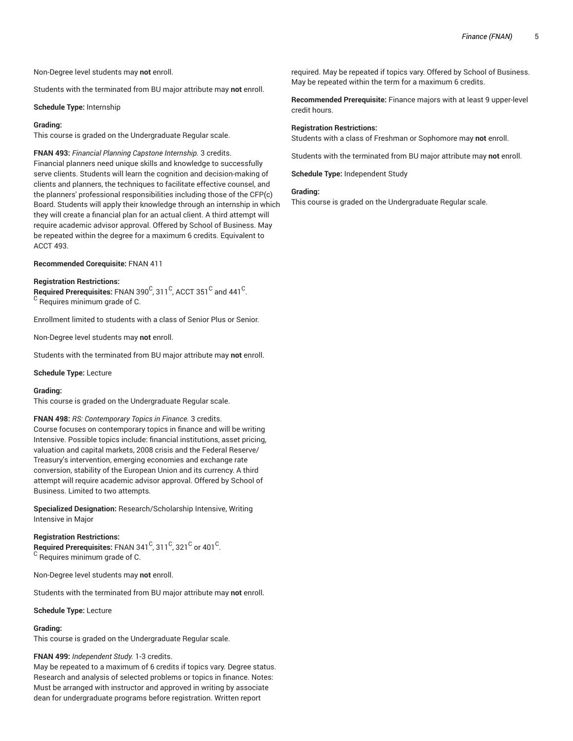Non-Degree level students may **not** enroll.

Students with the terminated from BU major attribute may **not** enroll.

**Schedule Type:** Internship

**Grading:**
This course is graded on the Undergraduate Regular scale.

**FNAN 493:** *Financial Planning Capstone Internship.* 3 credits.
Financial planners need unique skills and knowledge to successfully serve clients. Students will learn the cognition and decision-making of clients and planners, the techniques to facilitate effective counsel, and the planners' professional responsibilities including those of the CFP(c) Board. Students will apply their knowledge through an internship in which they will create a financial plan for an actual client. A third attempt will require academic advisor approval. Offered by School of Business. May be repeated within the degree for a maximum 6 credits. Equivalent to ACCT 493.

**Recommended Corequisite:** FNAN 411

**Registration Restrictions:**
**Required Prerequisites:** FNAN 390[C], 311[C], ACCT 351[C] and 441[C].
[C] Requires minimum grade of C.

Enrollment limited to students with a class of Senior Plus or Senior.

Non-Degree level students may **not** enroll.

Students with the terminated from BU major attribute may **not** enroll.

**Schedule Type:** Lecture

**Grading:**
This course is graded on the Undergraduate Regular scale.

**FNAN 498:** *RS: Contemporary Topics in Finance.* 3 credits.
Course focuses on contemporary topics in finance and will be writing Intensive. Possible topics include: financial institutions, asset pricing, valuation and capital markets, 2008 crisis and the Federal Reserve/ Treasury's intervention, emerging economies and exchange rate conversion, stability of the European Union and its currency. A third attempt will require academic advisor approval. Offered by School of Business. Limited to two attempts.

**Specialized Designation:** Research/Scholarship Intensive, Writing Intensive in Major

**Registration Restrictions:**
**Required Prerequisites:** FNAN 341[C], 311[C], 321[C] or 401[C].
[C] Requires minimum grade of C.

Non-Degree level students may **not** enroll.

Students with the terminated from BU major attribute may **not** enroll.

**Schedule Type:** Lecture

**Grading:**
This course is graded on the Undergraduate Regular scale.

**FNAN 499:** *Independent Study.* 1-3 credits.
May be repeated to a maximum of 6 credits if topics vary. Degree status. Research and analysis of selected problems or topics in finance. Notes: Must be arranged with instructor and approved in writing by associate dean for undergraduate programs before registration. Written report required. May be repeated if topics vary. Offered by School of Business. May be repeated within the term for a maximum 6 credits.

**Recommended Prerequisite:** Finance majors with at least 9 upper-level credit hours.

**Registration Restrictions:**
Students with a class of Freshman or Sophomore may **not** enroll.

Students with the terminated from BU major attribute may **not** enroll.

**Schedule Type:** Independent Study

**Grading:**
This course is graded on the Undergraduate Regular scale.